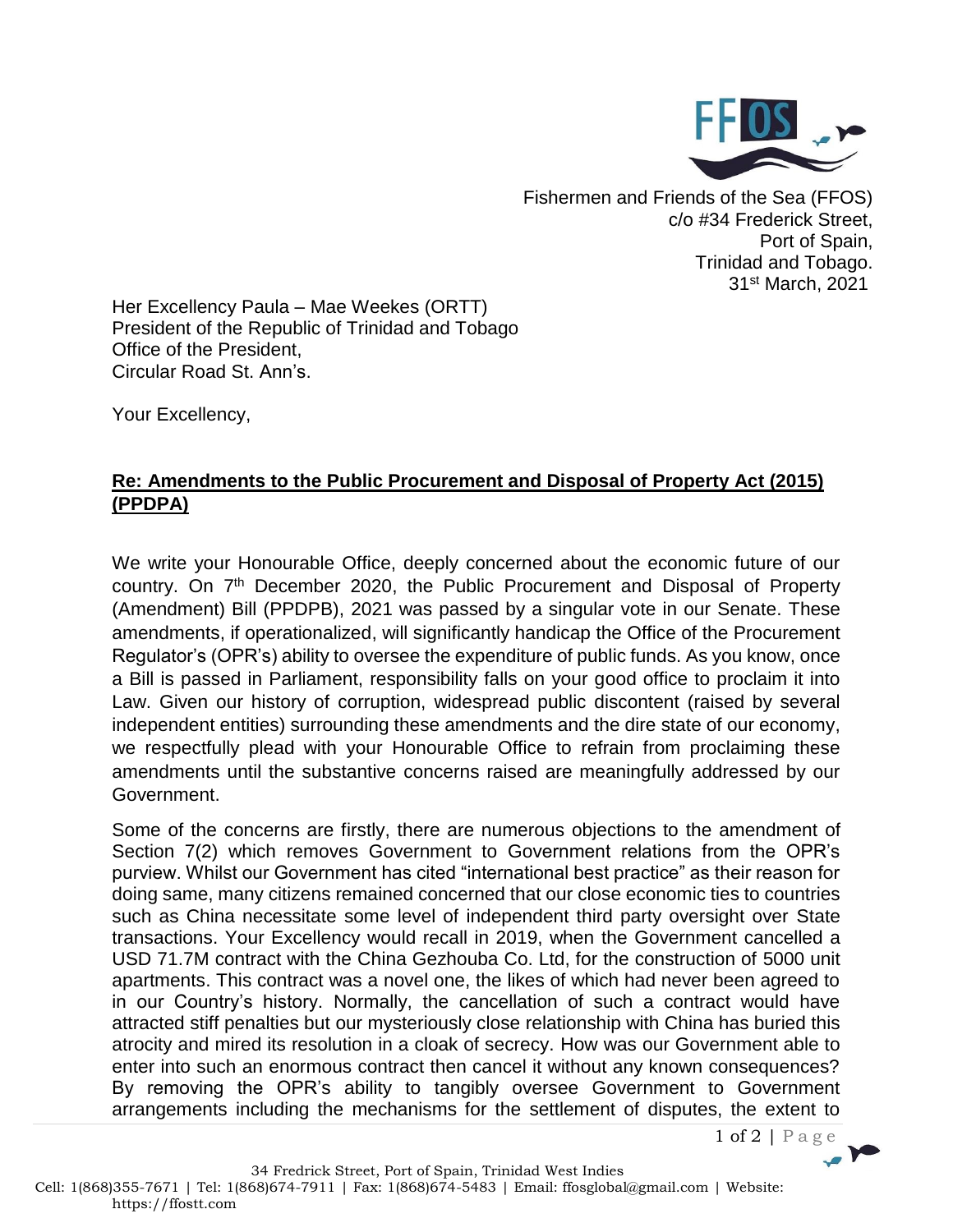Fishermen and Friends of the Sea (FFOS)
c/o #34 Frederick Street,
Port of Spain,
Trinidad and Tobago.
31st March, 2021

Her Excellency Paula – Mae Weekes (ORTT)
President of the Republic of Trinidad and Tobago
Office of the President,
Circular Road St. Ann's.

Your Excellency,

**Re: Amendments to the Public Procurement and Disposal of Property Act (2015) (PPDPA)**

We write your Honourable Office, deeply concerned about the economic future of our country. On 7th December 2020, the Public Procurement and Disposal of Property (Amendment) Bill (PPDPB), 2021 was passed by a singular vote in our Senate. These amendments, if operationalized, will significantly handicap the Office of the Procurement Regulator's (OPR's) ability to oversee the expenditure of public funds. As you know, once a Bill is passed in Parliament, responsibility falls on your good office to proclaim it into Law. Given our history of corruption, widespread public discontent (raised by several independent entities) surrounding these amendments and the dire state of our economy, we respectfully plead with your Honourable Office to refrain from proclaiming these amendments until the substantive concerns raised are meaningfully addressed by our Government.

Some of the concerns are firstly, there are numerous objections to the amendment of Section 7(2) which removes Government to Government relations from the OPR's purview. Whilst our Government has cited "international best practice" as their reason for doing same, many citizens remained concerned that our close economic ties to countries such as China necessitate some level of independent third party oversight over State transactions. Your Excellency would recall in 2019, when the Government cancelled a USD 71.7M contract with the China Gezhouba Co. Ltd, for the construction of 5000 unit apartments. This contract was a novel one, the likes of which had never been agreed to in our Country's history. Normally, the cancellation of such a contract would have attracted stiff penalties but our mysteriously close relationship with China has buried this atrocity and mired its resolution in a cloak of secrecy. How was our Government able to enter into such an enormous contract then cancel it without any known consequences? By removing the OPR's ability to tangibly oversee Government to Government arrangements including the mechanisms for the settlement of disputes, the extent to

34 Fredrick Street, Port of Spain, Trinidad West Indies
Cell: 1(868)355-7671 | Tel: 1(868)674-7911 | Fax: 1(868)674-5483 | Email: ffosglobal@gmail.com | Website: https://ffostt.com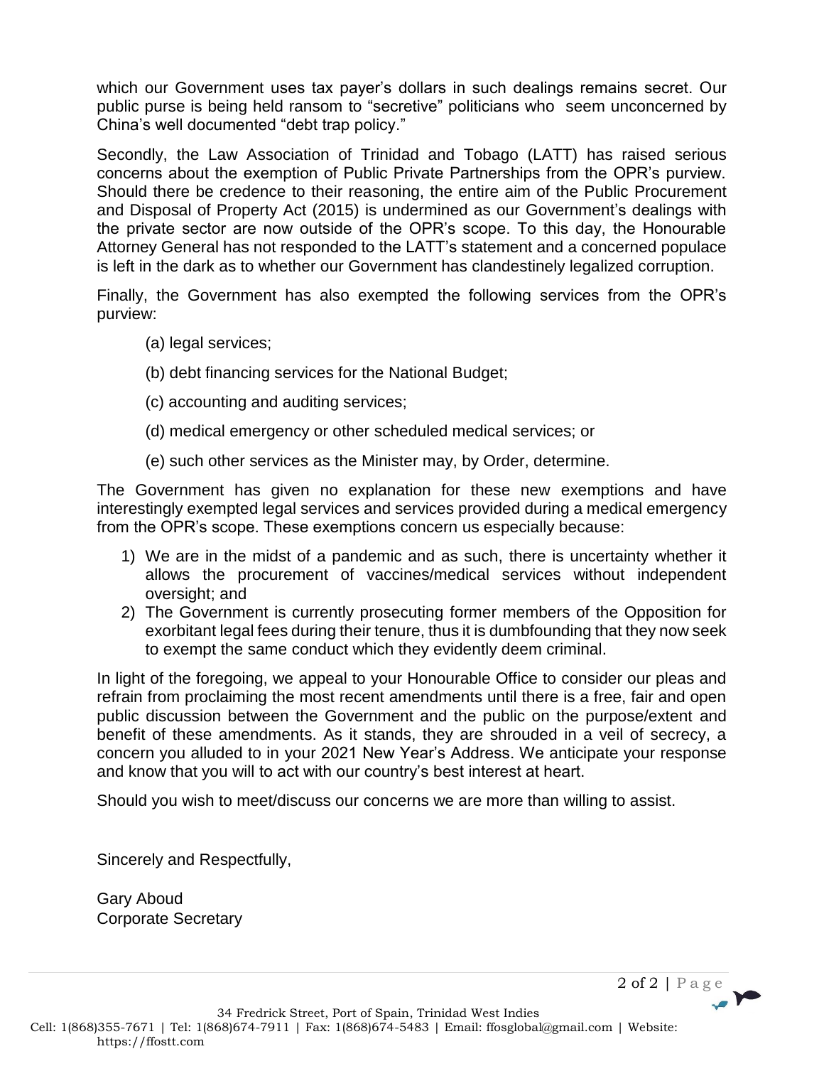which our Government uses tax payer's dollars in such dealings remains secret. Our public purse is being held ransom to "secretive" politicians who seem unconcerned by China's well documented "debt trap policy."

Secondly, the Law Association of Trinidad and Tobago (LATT) has raised serious concerns about the exemption of Public Private Partnerships from the OPR's purview. Should there be credence to their reasoning, the entire aim of the Public Procurement and Disposal of Property Act (2015) is undermined as our Government's dealings with the private sector are now outside of the OPR's scope. To this day, the Honourable Attorney General has not responded to the LATT's statement and a concerned populace is left in the dark as to whether our Government has clandestinely legalized corruption.

Finally, the Government has also exempted the following services from the OPR's purview:

(a) legal services;

(b) debt financing services for the National Budget;

(c) accounting and auditing services;

(d) medical emergency or other scheduled medical services; or

(e) such other services as the Minister may, by Order, determine.

The Government has given no explanation for these new exemptions and have interestingly exempted legal services and services provided during a medical emergency from the OPR's scope. These exemptions concern us especially because:

1) We are in the midst of a pandemic and as such, there is uncertainty whether it allows the procurement of vaccines/medical services without independent oversight; and
2) The Government is currently prosecuting former members of the Opposition for exorbitant legal fees during their tenure, thus it is dumbfounding that they now seek to exempt the same conduct which they evidently deem criminal.

In light of the foregoing, we appeal to your Honourable Office to consider our pleas and refrain from proclaiming the most recent amendments until there is a free, fair and open public discussion between the Government and the public on the purpose/extent and benefit of these amendments. As it stands, they are shrouded in a veil of secrecy, a concern you alluded to in your 2021 New Year's Address. We anticipate your response and know that you will to act with our country's best interest at heart.

Should you wish to meet/discuss our concerns we are more than willing to assist.

Sincerely and Respectfully,

Gary Aboud
Corporate Secretary

34 Fredrick Street, Port of Spain, Trinidad West Indies
Cell: 1(868)355-7671 | Tel: 1(868)674-7911 | Fax: 1(868)674-5483 | Email: ffosglobal@gmail.com | Website: https://ffostt.com